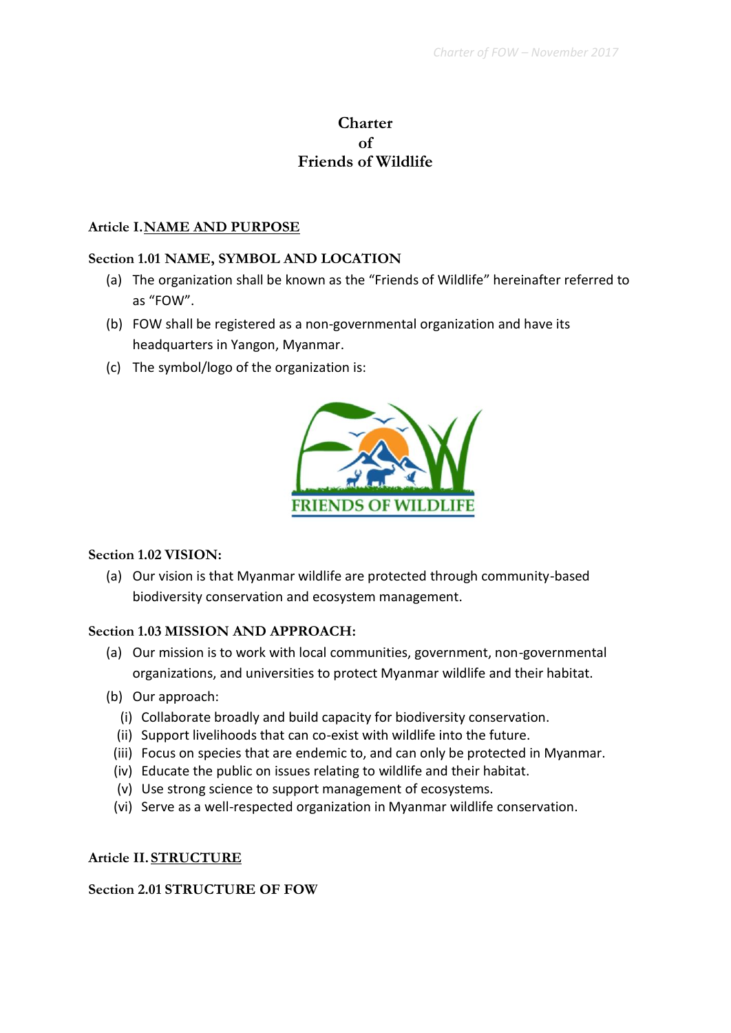# Charter of Friends of Wildlife

## Article I. NAME AND PURPOSE

### Section 1.01 NAME, SYMBOL AND LOCATION

(a) The organization shall be known as the "Friends of Wildlife" hereinafter referred to as "FOW".

(b) FOW shall be registered as a non-governmental organization and have its headquarters in Yangon, Myanmar.

(c) The symbol/logo of the organization is:

FRIENDS OF WILDLIFE

### Section 1.02 VISION:

(a) Our vision is that Myanmar wildlife are protected through community-based biodiversity conservation and ecosystem management.

### Section 1.03 MISSION AND APPROACH:

(a) Our mission is to work with local communities, government, non-governmental organizations, and universities to protect Myanmar wildlife and their habitat.

(b) Our approach:

  (i) Collaborate broadly and build capacity for biodiversity conservation.
  (ii) Support livelihoods that can co-exist with wildlife into the future.
  (iii) Focus on species that are endemic to, and can only be protected in Myanmar.
  (iv) Educate the public on issues relating to wildlife and their habitat.
  (v) Use strong science to support management of ecosystems.
  (vi) Serve as a well-respected organization in Myanmar wildlife conservation.

## Article II. STRUCTURE

### Section 2.01 STRUCTURE OF FOW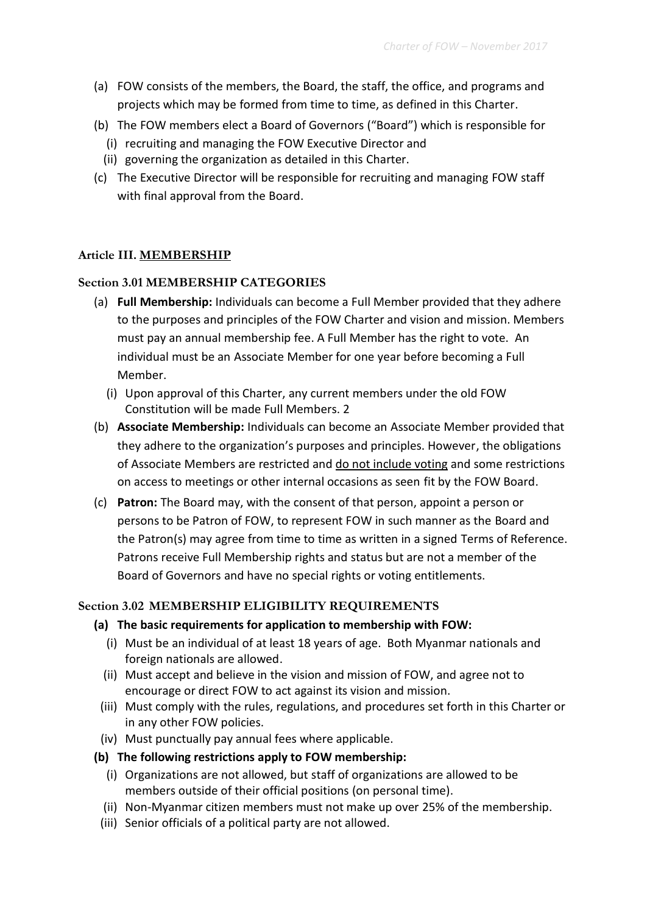(a) FOW consists of the members, the Board, the staff, the office, and programs and projects which may be formed from time to time, as defined in this Charter.

(b) The FOW members elect a Board of Governors ("Board") which is responsible for
   (i) recruiting and managing the FOW Executive Director and
   (ii) governing the organization as detailed in this Charter.

(c) The Executive Director will be responsible for recruiting and managing FOW staff with final approval from the Board.

## Article III. MEMBERSHIP

### Section 3.01 MEMBERSHIP CATEGORIES

(a) **Full Membership:** Individuals can become a Full Member provided that they adhere to the purposes and principles of the FOW Charter and vision and mission. Members must pay an annual membership fee. A Full Member has the right to vote. An individual must be an Associate Member for one year before becoming a Full Member.
   (i) Upon approval of this Charter, any current members under the old FOW Constitution will be made Full Members. 2

(b) **Associate Membership:** Individuals can become an Associate Member provided that they adhere to the organization's purposes and principles. However, the obligations of Associate Members are restricted and <u>do not include voting</u> and some restrictions on access to meetings or other internal occasions as seen fit by the FOW Board.

(c) **Patron:** The Board may, with the consent of that person, appoint a person or persons to be Patron of FOW, to represent FOW in such manner as the Board and the Patron(s) may agree from time to time as written in a signed Terms of Reference. Patrons receive Full Membership rights and status but are not a member of the Board of Governors and have no special rights or voting entitlements.

### Section 3.02 MEMBERSHIP ELIGIBILITY REQUIREMENTS

**(a) The basic requirements for application to membership with FOW:**
   (i) Must be an individual of at least 18 years of age. Both Myanmar nationals and foreign nationals are allowed.
   (ii) Must accept and believe in the vision and mission of FOW, and agree not to encourage or direct FOW to act against its vision and mission.
   (iii) Must comply with the rules, regulations, and procedures set forth in this Charter or in any other FOW policies.
   (iv) Must punctually pay annual fees where applicable.

**(b) The following restrictions apply to FOW membership:**
   (i) Organizations are not allowed, but staff of organizations are allowed to be members outside of their official positions (on personal time).
   (ii) Non-Myanmar citizen members must not make up over 25% of the membership.
   (iii) Senior officials of a political party are not allowed.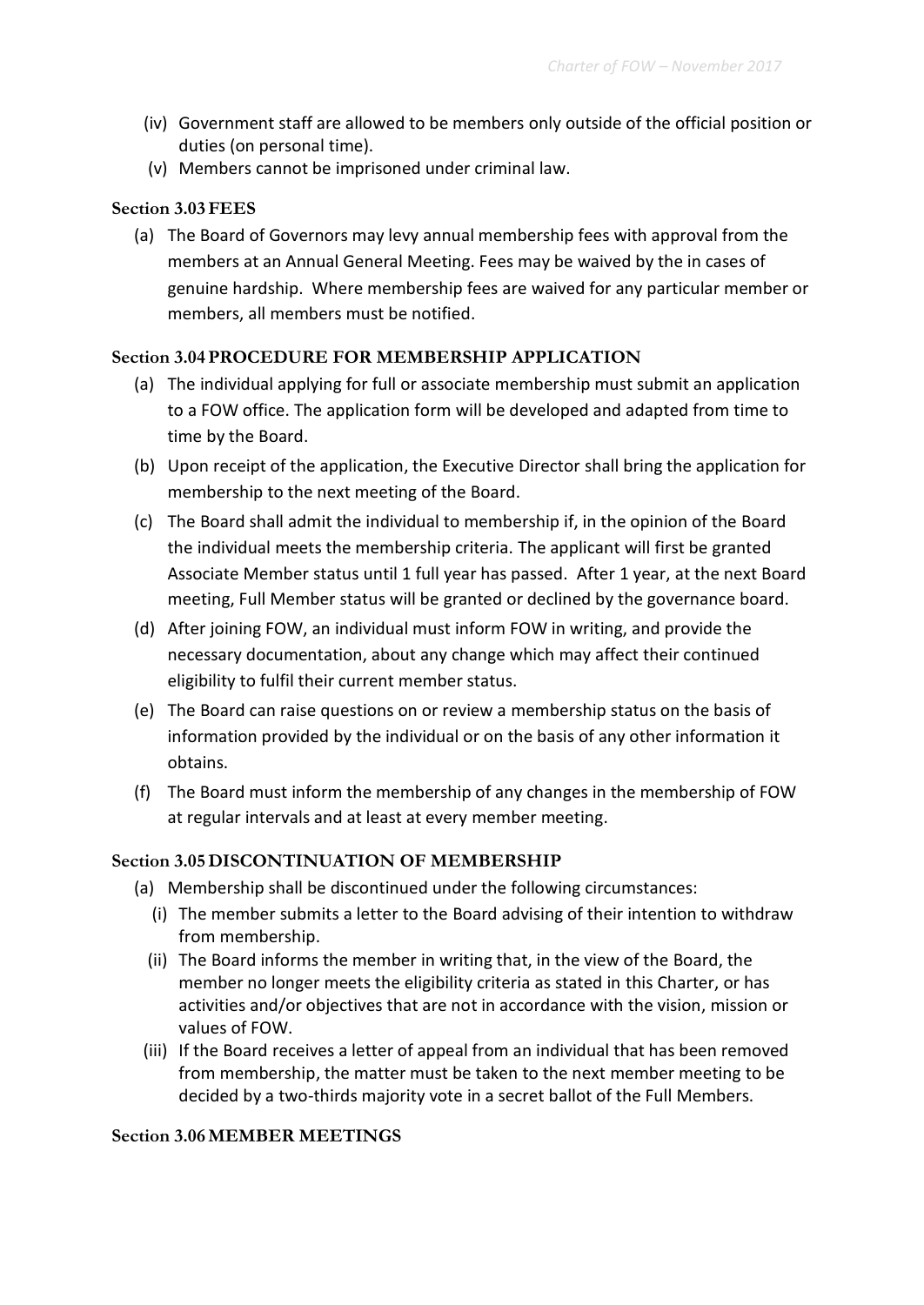(iv) Government staff are allowed to be members only outside of the official position or duties (on personal time).

(v) Members cannot be imprisoned under criminal law.

### Section 3.03 FEES

(a) The Board of Governors may levy annual membership fees with approval from the members at an Annual General Meeting. Fees may be waived by the in cases of genuine hardship. Where membership fees are waived for any particular member or members, all members must be notified.

### Section 3.04 PROCEDURE FOR MEMBERSHIP APPLICATION

(a) The individual applying for full or associate membership must submit an application to a FOW office. The application form will be developed and adapted from time to time by the Board.

(b) Upon receipt of the application, the Executive Director shall bring the application for membership to the next meeting of the Board.

(c) The Board shall admit the individual to membership if, in the opinion of the Board the individual meets the membership criteria. The applicant will first be granted Associate Member status until 1 full year has passed. After 1 year, at the next Board meeting, Full Member status will be granted or declined by the governance board.

(d) After joining FOW, an individual must inform FOW in writing, and provide the necessary documentation, about any change which may affect their continued eligibility to fulfil their current member status.

(e) The Board can raise questions on or review a membership status on the basis of information provided by the individual or on the basis of any other information it obtains.

(f) The Board must inform the membership of any changes in the membership of FOW at regular intervals and at least at every member meeting.

### Section 3.05 DISCONTINUATION OF MEMBERSHIP

(a) Membership shall be discontinued under the following circumstances:

(i) The member submits a letter to the Board advising of their intention to withdraw from membership.

(ii) The Board informs the member in writing that, in the view of the Board, the member no longer meets the eligibility criteria as stated in this Charter, or has activities and/or objectives that are not in accordance with the vision, mission or values of FOW.

(iii) If the Board receives a letter of appeal from an individual that has been removed from membership, the matter must be taken to the next member meeting to be decided by a two-thirds majority vote in a secret ballot of the Full Members.

### Section 3.06 MEMBER MEETINGS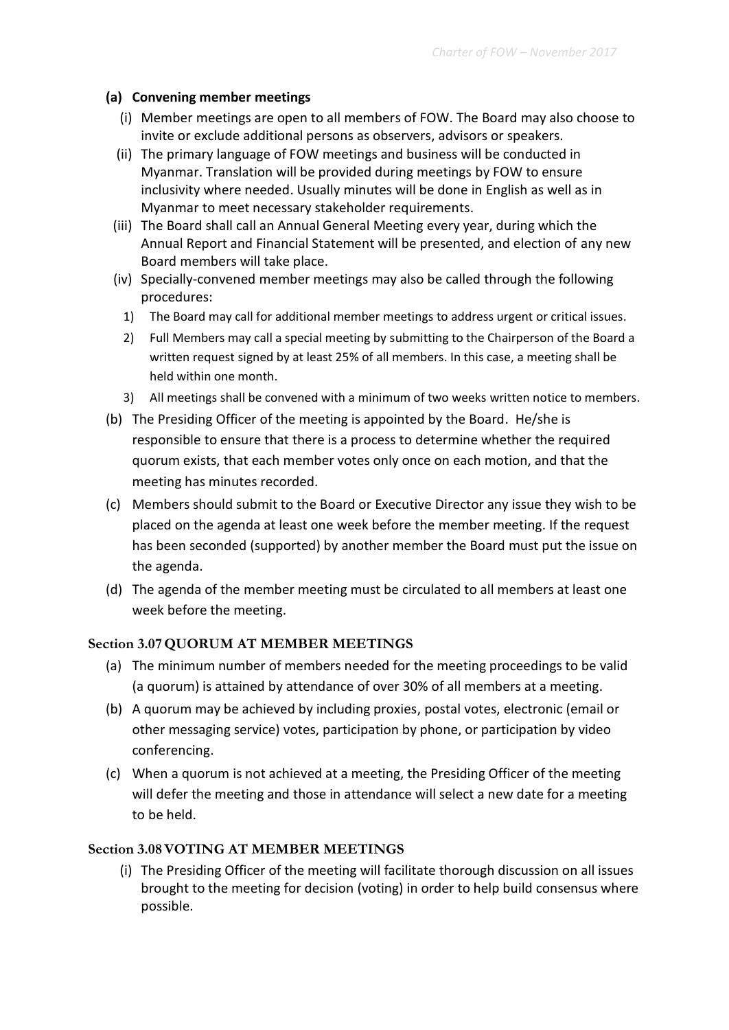**(a) Convening member meetings**

(i) Member meetings are open to all members of FOW. The Board may also choose to invite or exclude additional persons as observers, advisors or speakers.

(ii) The primary language of FOW meetings and business will be conducted in Myanmar. Translation will be provided during meetings by FOW to ensure inclusivity where needed. Usually minutes will be done in English as well as in Myanmar to meet necessary stakeholder requirements.

(iii) The Board shall call an Annual General Meeting every year, during which the Annual Report and Financial Statement will be presented, and election of any new Board members will take place.

(iv) Specially-convened member meetings may also be called through the following procedures:

1) The Board may call for additional member meetings to address urgent or critical issues.
2) Full Members may call a special meeting by submitting to the Chairperson of the Board a written request signed by at least 25% of all members. In this case, a meeting shall be held within one month.
3) All meetings shall be convened with a minimum of two weeks written notice to members.

(b) The Presiding Officer of the meeting is appointed by the Board. He/she is responsible to ensure that there is a process to determine whether the required quorum exists, that each member votes only once on each motion, and that the meeting has minutes recorded.

(c) Members should submit to the Board or Executive Director any issue they wish to be placed on the agenda at least one week before the member meeting. If the request has been seconded (supported) by another member the Board must put the issue on the agenda.

(d) The agenda of the member meeting must be circulated to all members at least one week before the meeting.

### Section 3.07 QUORUM AT MEMBER MEETINGS

(a) The minimum number of members needed for the meeting proceedings to be valid (a quorum) is attained by attendance of over 30% of all members at a meeting.

(b) A quorum may be achieved by including proxies, postal votes, electronic (email or other messaging service) votes, participation by phone, or participation by video conferencing.

(c) When a quorum is not achieved at a meeting, the Presiding Officer of the meeting will defer the meeting and those in attendance will select a new date for a meeting to be held.

### Section 3.08 VOTING AT MEMBER MEETINGS

(i) The Presiding Officer of the meeting will facilitate thorough discussion on all issues brought to the meeting for decision (voting) in order to help build consensus where possible.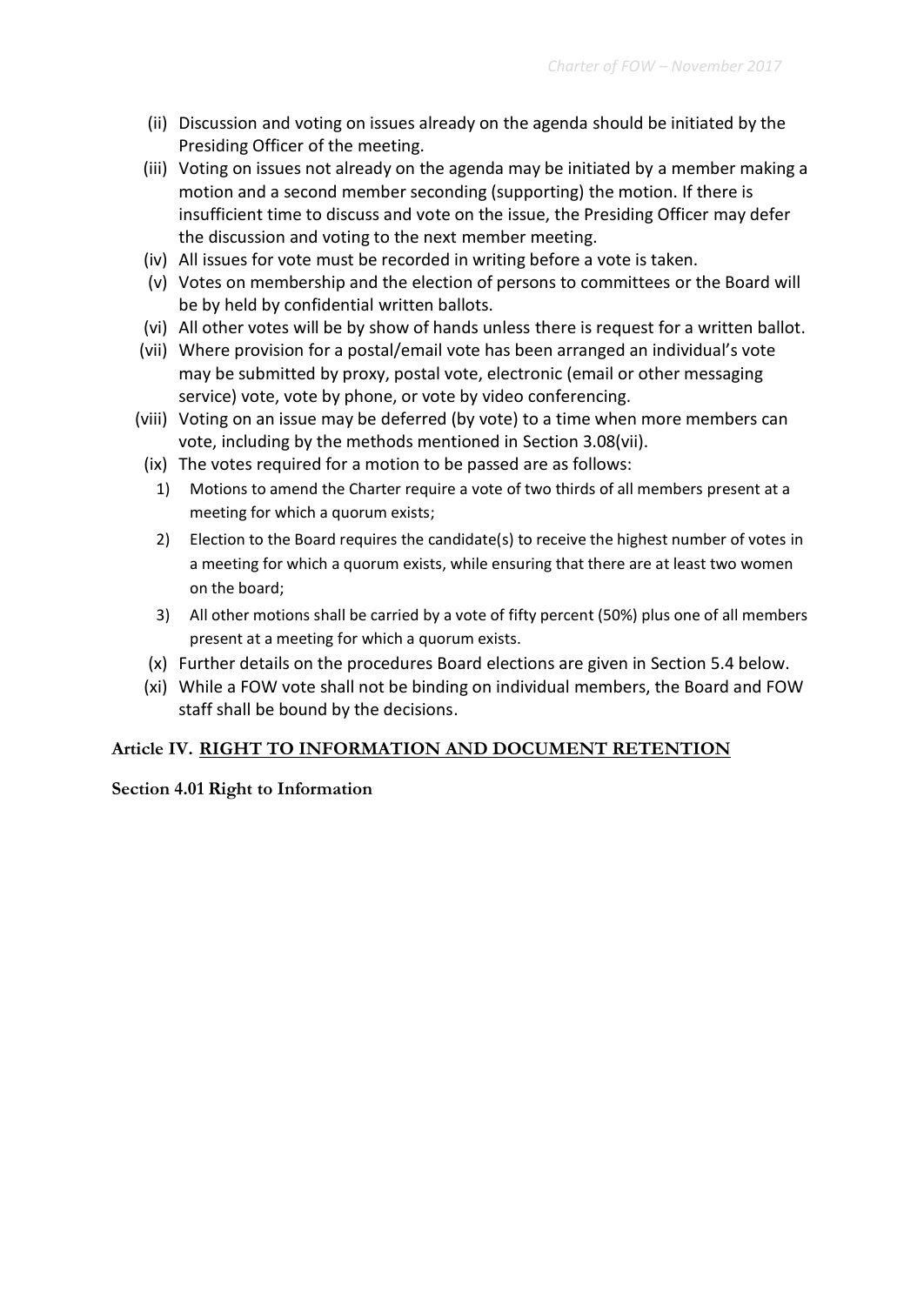(ii) Discussion and voting on issues already on the agenda should be initiated by the Presiding Officer of the meeting.

(iii) Voting on issues not already on the agenda may be initiated by a member making a motion and a second member seconding (supporting) the motion. If there is insufficient time to discuss and vote on the issue, the Presiding Officer may defer the discussion and voting to the next member meeting.

(iv) All issues for vote must be recorded in writing before a vote is taken.

(v) Votes on membership and the election of persons to committees or the Board will be by held by confidential written ballots.

(vi) All other votes will be by show of hands unless there is request for a written ballot.

(vii) Where provision for a postal/email vote has been arranged an individual's vote may be submitted by proxy, postal vote, electronic (email or other messaging service) vote, vote by phone, or vote by video conferencing.

(viii) Voting on an issue may be deferred (by vote) to a time when more members can vote, including by the methods mentioned in Section 3.08(vii).

(ix) The votes required for a motion to be passed are as follows:

1) Motions to amend the Charter require a vote of two thirds of all members present at a meeting for which a quorum exists;

2) Election to the Board requires the candidate(s) to receive the highest number of votes in a meeting for which a quorum exists, while ensuring that there are at least two women on the board;

3) All other motions shall be carried by a vote of fifty percent (50%) plus one of all members present at a meeting for which a quorum exists.

(x) Further details on the procedures Board elections are given in Section 5.4 below.

(xi) While a FOW vote shall not be binding on individual members, the Board and FOW staff shall be bound by the decisions.

## Article IV. RIGHT TO INFORMATION AND DOCUMENT RETENTION

### Section 4.01 Right to Information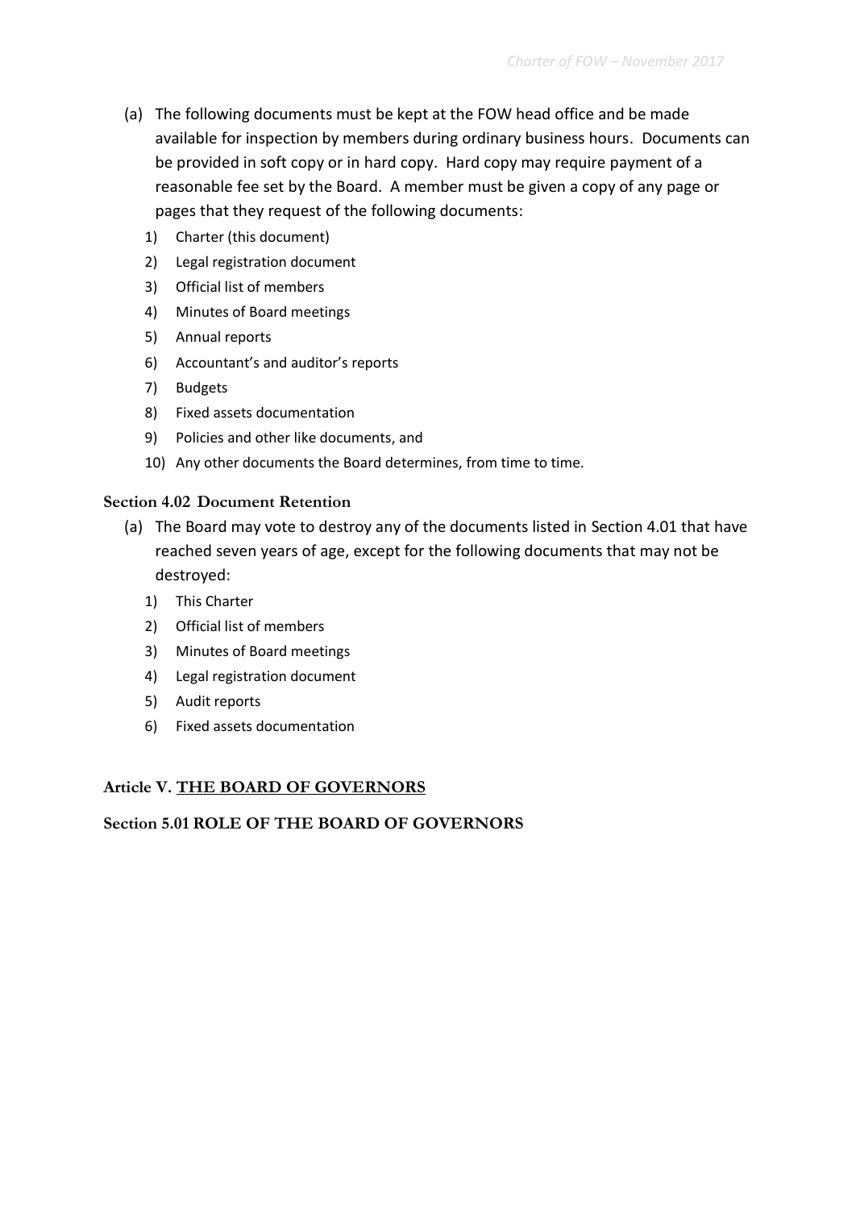(a) The following documents must be kept at the FOW head office and be made available for inspection by members during ordinary business hours. Documents can be provided in soft copy or in hard copy. Hard copy may require payment of a reasonable fee set by the Board. A member must be given a copy of any page or pages that they request of the following documents:

1) Charter (this document)
2) Legal registration document
3) Official list of members
4) Minutes of Board meetings
5) Annual reports
6) Accountant's and auditor's reports
7) Budgets
8) Fixed assets documentation
9) Policies and other like documents, and
10) Any other documents the Board determines, from time to time.

### Section 4.02 Document Retention

(a) The Board may vote to destroy any of the documents listed in Section 4.01 that have reached seven years of age, except for the following documents that may not be destroyed:

1) This Charter
2) Official list of members
3) Minutes of Board meetings
4) Legal registration document
5) Audit reports
6) Fixed assets documentation

## Article V. THE BOARD OF GOVERNORS

### Section 5.01 ROLE OF THE BOARD OF GOVERNORS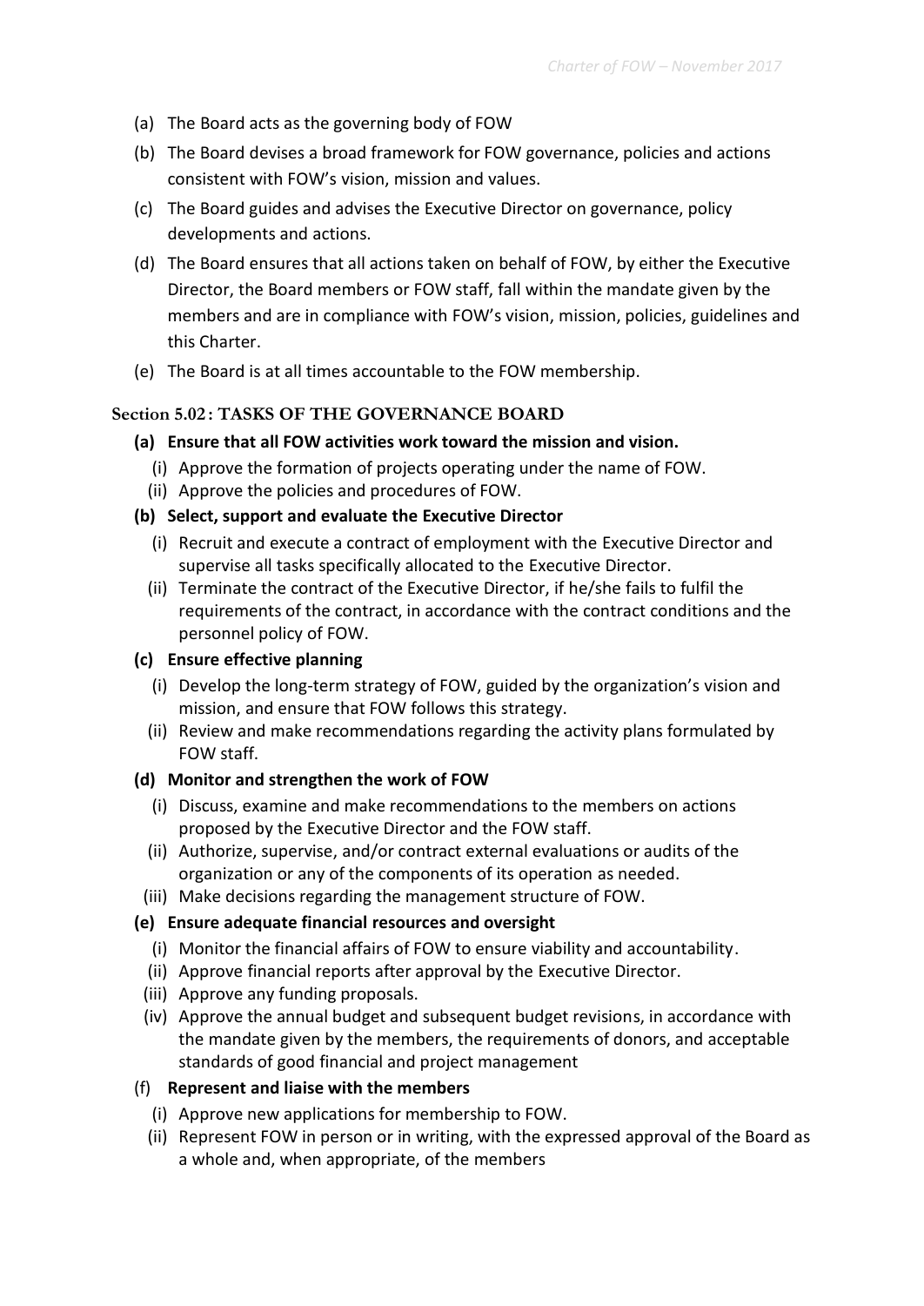(a) The Board acts as the governing body of FOW

(b) The Board devises a broad framework for FOW governance, policies and actions consistent with FOW's vision, mission and values.

(c) The Board guides and advises the Executive Director on governance, policy developments and actions.

(d) The Board ensures that all actions taken on behalf of FOW, by either the Executive Director, the Board members or FOW staff, fall within the mandate given by the members and are in compliance with FOW's vision, mission, policies, guidelines and this Charter.

(e) The Board is at all times accountable to the FOW membership.

### Section 5.02: TASKS OF THE GOVERNANCE BOARD

**(a) Ensure that all FOW activities work toward the mission and vision.**

(i) Approve the formation of projects operating under the name of FOW.

(ii) Approve the policies and procedures of FOW.

**(b) Select, support and evaluate the Executive Director**

(i) Recruit and execute a contract of employment with the Executive Director and supervise all tasks specifically allocated to the Executive Director.

(ii) Terminate the contract of the Executive Director, if he/she fails to fulfil the requirements of the contract, in accordance with the contract conditions and the personnel policy of FOW.

**(c) Ensure effective planning**

(i) Develop the long-term strategy of FOW, guided by the organization's vision and mission, and ensure that FOW follows this strategy.

(ii) Review and make recommendations regarding the activity plans formulated by FOW staff.

**(d) Monitor and strengthen the work of FOW**

(i) Discuss, examine and make recommendations to the members on actions proposed by the Executive Director and the FOW staff.

(ii) Authorize, supervise, and/or contract external evaluations or audits of the organization or any of the components of its operation as needed.

(iii) Make decisions regarding the management structure of FOW.

**(e) Ensure adequate financial resources and oversight**

(i) Monitor the financial affairs of FOW to ensure viability and accountability.

(ii) Approve financial reports after approval by the Executive Director.

(iii) Approve any funding proposals.

(iv) Approve the annual budget and subsequent budget revisions, in accordance with the mandate given by the members, the requirements of donors, and acceptable standards of good financial and project management

(f) **Represent and liaise with the members**

(i) Approve new applications for membership to FOW.

(ii) Represent FOW in person or in writing, with the expressed approval of the Board as a whole and, when appropriate, of the members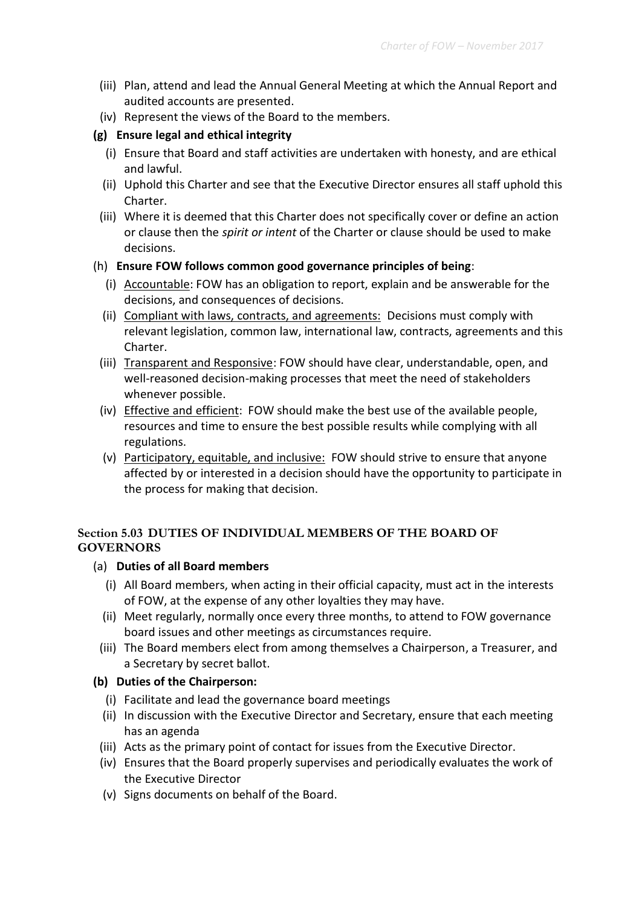(iii) Plan, attend and lead the Annual General Meeting at which the Annual Report and audited accounts are presented.

(iv) Represent the views of the Board to the members.

**(g) Ensure legal and ethical integrity**

(i) Ensure that Board and staff activities are undertaken with honesty, and are ethical and lawful.

(ii) Uphold this Charter and see that the Executive Director ensures all staff uphold this Charter.

(iii) Where it is deemed that this Charter does not specifically cover or define an action or clause then the *spirit or intent* of the Charter or clause should be used to make decisions.

(h) **Ensure FOW follows common good governance principles of being**:

(i) <u>Accountable</u>: FOW has an obligation to report, explain and be answerable for the decisions, and consequences of decisions.

(ii) <u>Compliant with laws, contracts, and agreements:</u> Decisions must comply with relevant legislation, common law, international law, contracts, agreements and this Charter.

(iii) <u>Transparent and Responsive</u>: FOW should have clear, understandable, open, and well-reasoned decision-making processes that meet the need of stakeholders whenever possible.

(iv) <u>Effective and efficient</u>: FOW should make the best use of the available people, resources and time to ensure the best possible results while complying with all regulations.

(v) <u>Participatory, equitable, and inclusive:</u> FOW should strive to ensure that anyone affected by or interested in a decision should have the opportunity to participate in the process for making that decision.

### Section 5.03 DUTIES OF INDIVIDUAL MEMBERS OF THE BOARD OF GOVERNORS

(a) **Duties of all Board members**

(i) All Board members, when acting in their official capacity, must act in the interests of FOW, at the expense of any other loyalties they may have.

(ii) Meet regularly, normally once every three months, to attend to FOW governance board issues and other meetings as circumstances require.

(iii) The Board members elect from among themselves a Chairperson, a Treasurer, and a Secretary by secret ballot.

**(b) Duties of the Chairperson:**

(i) Facilitate and lead the governance board meetings

(ii) In discussion with the Executive Director and Secretary, ensure that each meeting has an agenda

(iii) Acts as the primary point of contact for issues from the Executive Director.

(iv) Ensures that the Board properly supervises and periodically evaluates the work of the Executive Director

(v) Signs documents on behalf of the Board.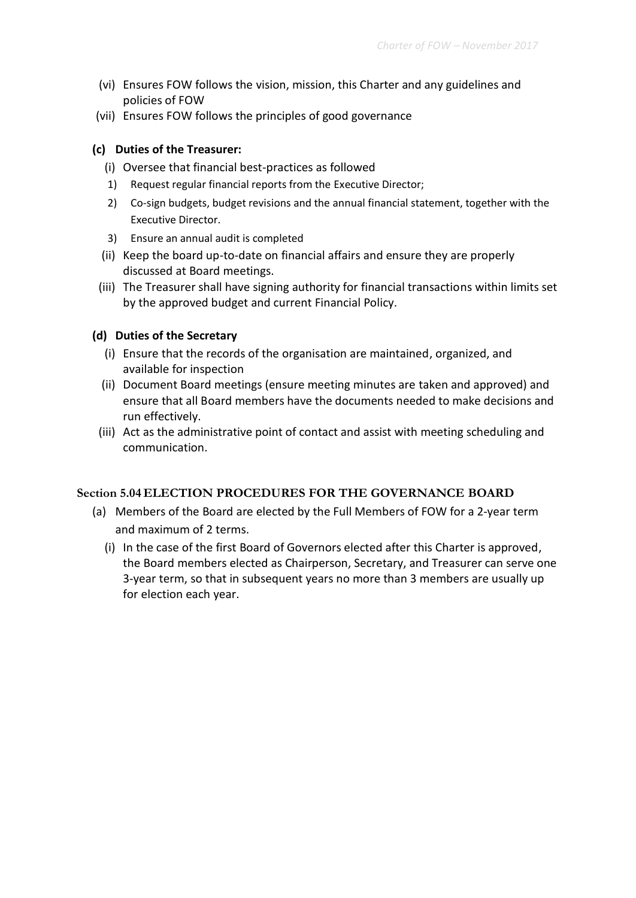(vi) Ensures FOW follows the vision, mission, this Charter and any guidelines and policies of FOW
(vii) Ensures FOW follows the principles of good governance

**(c) Duties of the Treasurer:**

(i) Oversee that financial best-practices as followed
1) Request regular financial reports from the Executive Director;
2) Co-sign budgets, budget revisions and the annual financial statement, together with the Executive Director.
3) Ensure an annual audit is completed

(ii) Keep the board up-to-date on financial affairs and ensure they are properly discussed at Board meetings.
(iii) The Treasurer shall have signing authority for financial transactions within limits set by the approved budget and current Financial Policy.

**(d) Duties of the Secretary**

(i) Ensure that the records of the organisation are maintained, organized, and available for inspection
(ii) Document Board meetings (ensure meeting minutes are taken and approved) and ensure that all Board members have the documents needed to make decisions and run effectively.
(iii) Act as the administrative point of contact and assist with meeting scheduling and communication.

### Section 5.04 ELECTION PROCEDURES FOR THE GOVERNANCE BOARD

(a) Members of the Board are elected by the Full Members of FOW for a 2-year term and maximum of 2 terms.

(i) In the case of the first Board of Governors elected after this Charter is approved, the Board members elected as Chairperson, Secretary, and Treasurer can serve one 3-year term, so that in subsequent years no more than 3 members are usually up for election each year.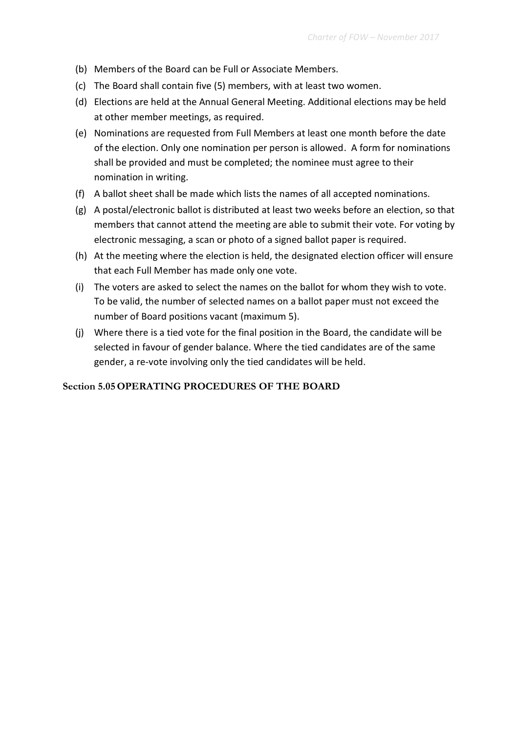(b) Members of the Board can be Full or Associate Members.

(c) The Board shall contain five (5) members, with at least two women.

(d) Elections are held at the Annual General Meeting. Additional elections may be held at other member meetings, as required.

(e) Nominations are requested from Full Members at least one month before the date of the election. Only one nomination per person is allowed. A form for nominations shall be provided and must be completed; the nominee must agree to their nomination in writing.

(f) A ballot sheet shall be made which lists the names of all accepted nominations.

(g) A postal/electronic ballot is distributed at least two weeks before an election, so that members that cannot attend the meeting are able to submit their vote. For voting by electronic messaging, a scan or photo of a signed ballot paper is required.

(h) At the meeting where the election is held, the designated election officer will ensure that each Full Member has made only one vote.

(i) The voters are asked to select the names on the ballot for whom they wish to vote. To be valid, the number of selected names on a ballot paper must not exceed the number of Board positions vacant (maximum 5).

(j) Where there is a tied vote for the final position in the Board, the candidate will be selected in favour of gender balance. Where the tied candidates are of the same gender, a re-vote involving only the tied candidates will be held.

### Section 5.05 OPERATING PROCEDURES OF THE BOARD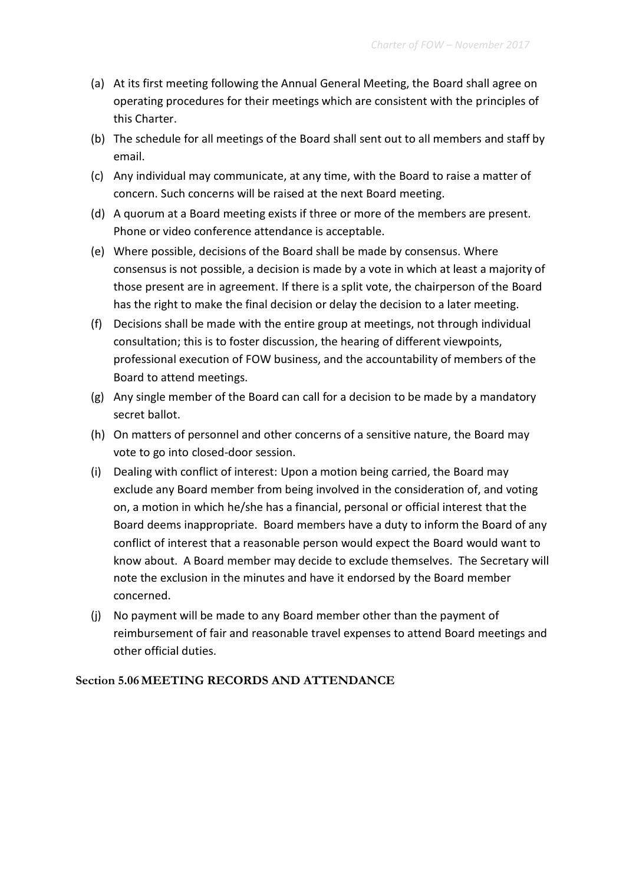(a) At its first meeting following the Annual General Meeting, the Board shall agree on operating procedures for their meetings which are consistent with the principles of this Charter.

(b) The schedule for all meetings of the Board shall sent out to all members and staff by email.

(c) Any individual may communicate, at any time, with the Board to raise a matter of concern. Such concerns will be raised at the next Board meeting.

(d) A quorum at a Board meeting exists if three or more of the members are present. Phone or video conference attendance is acceptable.

(e) Where possible, decisions of the Board shall be made by consensus. Where consensus is not possible, a decision is made by a vote in which at least a majority of those present are in agreement. If there is a split vote, the chairperson of the Board has the right to make the final decision or delay the decision to a later meeting.

(f) Decisions shall be made with the entire group at meetings, not through individual consultation; this is to foster discussion, the hearing of different viewpoints, professional execution of FOW business, and the accountability of members of the Board to attend meetings.

(g) Any single member of the Board can call for a decision to be made by a mandatory secret ballot.

(h) On matters of personnel and other concerns of a sensitive nature, the Board may vote to go into closed-door session.

(i) Dealing with conflict of interest: Upon a motion being carried, the Board may exclude any Board member from being involved in the consideration of, and voting on, a motion in which he/she has a financial, personal or official interest that the Board deems inappropriate. Board members have a duty to inform the Board of any conflict of interest that a reasonable person would expect the Board would want to know about. A Board member may decide to exclude themselves. The Secretary will note the exclusion in the minutes and have it endorsed by the Board member concerned.

(j) No payment will be made to any Board member other than the payment of reimbursement of fair and reasonable travel expenses to attend Board meetings and other official duties.

### Section 5.06 MEETING RECORDS AND ATTENDANCE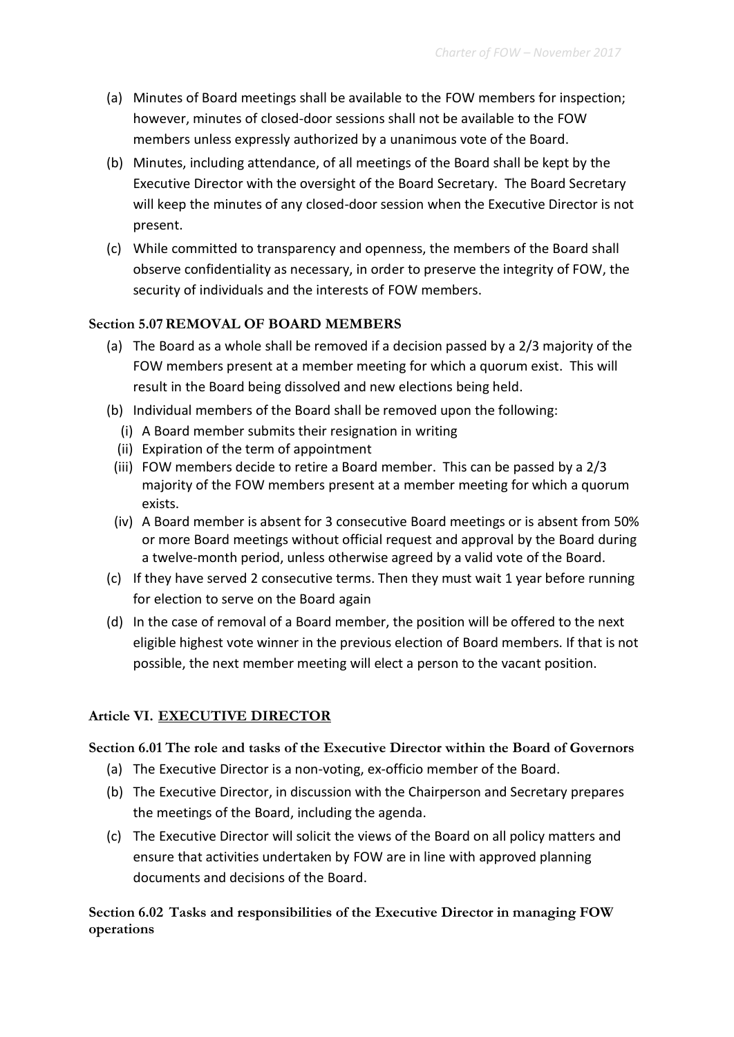(a) Minutes of Board meetings shall be available to the FOW members for inspection; however, minutes of closed-door sessions shall not be available to the FOW members unless expressly authorized by a unanimous vote of the Board.

(b) Minutes, including attendance, of all meetings of the Board shall be kept by the Executive Director with the oversight of the Board Secretary. The Board Secretary will keep the minutes of any closed-door session when the Executive Director is not present.

(c) While committed to transparency and openness, the members of the Board shall observe confidentiality as necessary, in order to preserve the integrity of FOW, the security of individuals and the interests of FOW members.

### Section 5.07 REMOVAL OF BOARD MEMBERS

(a) The Board as a whole shall be removed if a decision passed by a 2/3 majority of the FOW members present at a member meeting for which a quorum exist. This will result in the Board being dissolved and new elections being held.

(b) Individual members of the Board shall be removed upon the following:

  (i) A Board member submits their resignation in writing

  (ii) Expiration of the term of appointment

  (iii) FOW members decide to retire a Board member. This can be passed by a 2/3 majority of the FOW members present at a member meeting for which a quorum exists.

  (iv) A Board member is absent for 3 consecutive Board meetings or is absent from 50% or more Board meetings without official request and approval by the Board during a twelve-month period, unless otherwise agreed by a valid vote of the Board.

(c) If they have served 2 consecutive terms. Then they must wait 1 year before running for election to serve on the Board again

(d) In the case of removal of a Board member, the position will be offered to the next eligible highest vote winner in the previous election of Board members. If that is not possible, the next member meeting will elect a person to the vacant position.

## Article VI. <u>EXECUTIVE DIRECTOR</u>

### Section 6.01 The role and tasks of the Executive Director within the Board of Governors

(a) The Executive Director is a non-voting, ex-officio member of the Board.

(b) The Executive Director, in discussion with the Chairperson and Secretary prepares the meetings of the Board, including the agenda.

(c) The Executive Director will solicit the views of the Board on all policy matters and ensure that activities undertaken by FOW are in line with approved planning documents and decisions of the Board.

### Section 6.02 Tasks and responsibilities of the Executive Director in managing FOW operations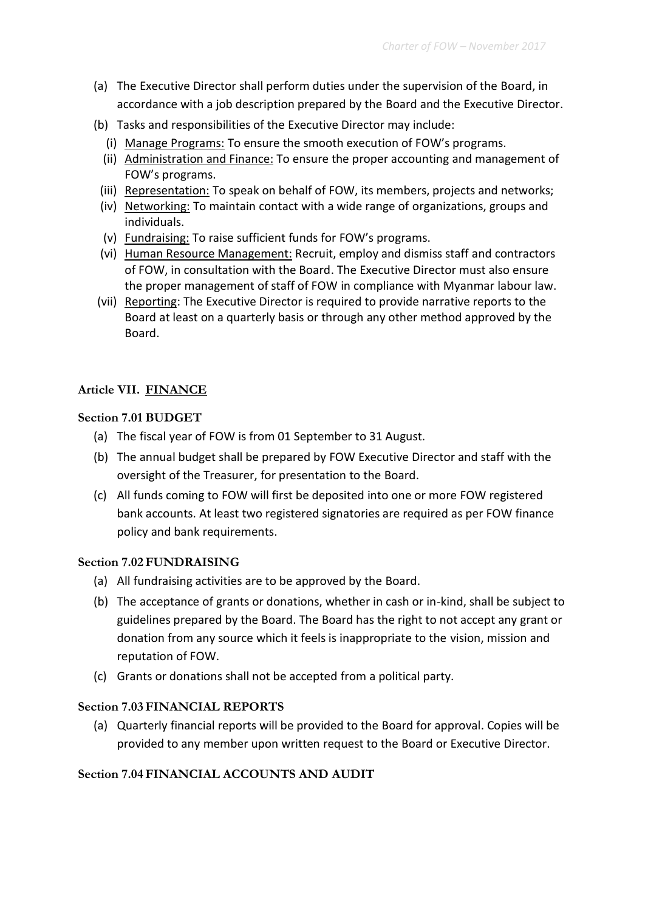(a) The Executive Director shall perform duties under the supervision of the Board, in accordance with a job description prepared by the Board and the Executive Director.

(b) Tasks and responsibilities of the Executive Director may include:

   (i) Manage Programs: To ensure the smooth execution of FOW's programs.

   (ii) Administration and Finance: To ensure the proper accounting and management of FOW's programs.

   (iii) Representation: To speak on behalf of FOW, its members, projects and networks;

   (iv) Networking: To maintain contact with a wide range of organizations, groups and individuals.

   (v) Fundraising: To raise sufficient funds for FOW's programs.

   (vi) Human Resource Management: Recruit, employ and dismiss staff and contractors of FOW, in consultation with the Board. The Executive Director must also ensure the proper management of staff of FOW in compliance with Myanmar labour law.

   (vii) Reporting: The Executive Director is required to provide narrative reports to the Board at least on a quarterly basis or through any other method approved by the Board.

## Article VII. FINANCE

### Section 7.01 BUDGET

(a) The fiscal year of FOW is from 01 September to 31 August.

(b) The annual budget shall be prepared by FOW Executive Director and staff with the oversight of the Treasurer, for presentation to the Board.

(c) All funds coming to FOW will first be deposited into one or more FOW registered bank accounts. At least two registered signatories are required as per FOW finance policy and bank requirements.

### Section 7.02 FUNDRAISING

(a) All fundraising activities are to be approved by the Board.

(b) The acceptance of grants or donations, whether in cash or in-kind, shall be subject to guidelines prepared by the Board. The Board has the right to not accept any grant or donation from any source which it feels is inappropriate to the vision, mission and reputation of FOW.

(c) Grants or donations shall not be accepted from a political party.

### Section 7.03 FINANCIAL REPORTS

(a) Quarterly financial reports will be provided to the Board for approval. Copies will be provided to any member upon written request to the Board or Executive Director.

### Section 7.04 FINANCIAL ACCOUNTS AND AUDIT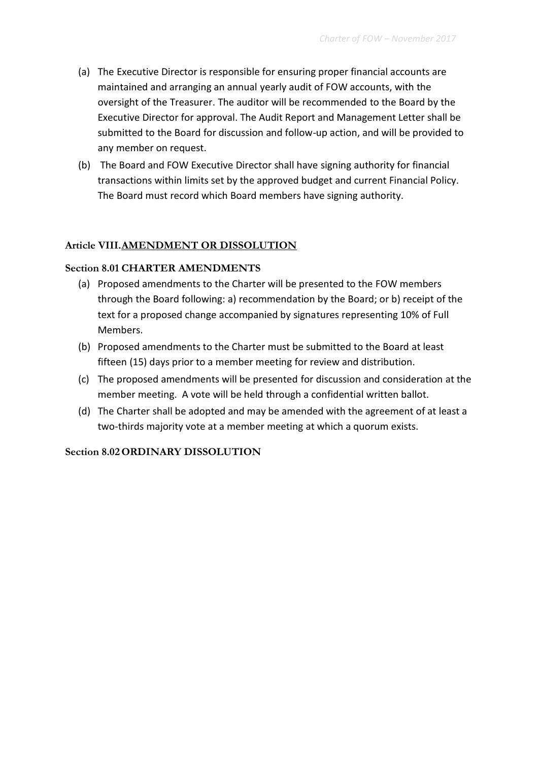(a) The Executive Director is responsible for ensuring proper financial accounts are maintained and arranging an annual yearly audit of FOW accounts, with the oversight of the Treasurer. The auditor will be recommended to the Board by the Executive Director for approval. The Audit Report and Management Letter shall be submitted to the Board for discussion and follow-up action, and will be provided to any member on request.

(b) The Board and FOW Executive Director shall have signing authority for financial transactions within limits set by the approved budget and current Financial Policy. The Board must record which Board members have signing authority.

## Article VIII. AMENDMENT OR DISSOLUTION

### Section 8.01 CHARTER AMENDMENTS

(a) Proposed amendments to the Charter will be presented to the FOW members through the Board following: a) recommendation by the Board; or b) receipt of the text for a proposed change accompanied by signatures representing 10% of Full Members.

(b) Proposed amendments to the Charter must be submitted to the Board at least fifteen (15) days prior to a member meeting for review and distribution.

(c) The proposed amendments will be presented for discussion and consideration at the member meeting. A vote will be held through a confidential written ballot.

(d) The Charter shall be adopted and may be amended with the agreement of at least a two-thirds majority vote at a member meeting at which a quorum exists.

### Section 8.02 ORDINARY DISSOLUTION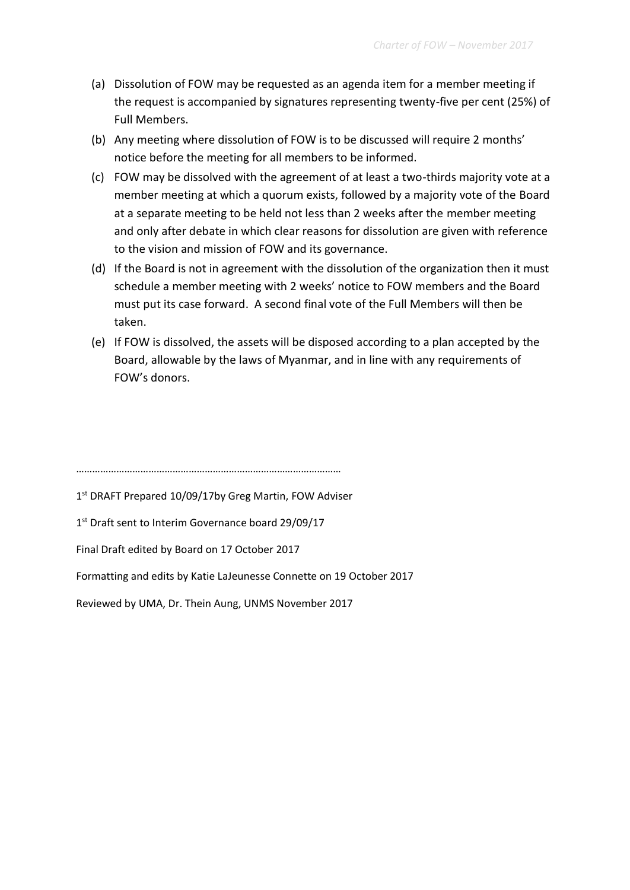(a) Dissolution of FOW may be requested as an agenda item for a member meeting if the request is accompanied by signatures representing twenty-five per cent (25%) of Full Members.

(b) Any meeting where dissolution of FOW is to be discussed will require 2 months' notice before the meeting for all members to be informed.

(c) FOW may be dissolved with the agreement of at least a two-thirds majority vote at a member meeting at which a quorum exists, followed by a majority vote of the Board at a separate meeting to be held not less than 2 weeks after the member meeting and only after debate in which clear reasons for dissolution are given with reference to the vision and mission of FOW and its governance.

(d) If the Board is not in agreement with the dissolution of the organization then it must schedule a member meeting with 2 weeks' notice to FOW members and the Board must put its case forward. A second final vote of the Full Members will then be taken.

(e) If FOW is dissolved, the assets will be disposed according to a plan accepted by the Board, allowable by the laws of Myanmar, and in line with any requirements of FOW's donors.

…………………………………………………………………………………

1st DRAFT Prepared 10/09/17by Greg Martin, FOW Adviser

1st Draft sent to Interim Governance board 29/09/17

Final Draft edited by Board on 17 October 2017

Formatting and edits by Katie LaJeunesse Connette on 19 October 2017

Reviewed by UMA, Dr. Thein Aung, UNMS November 2017